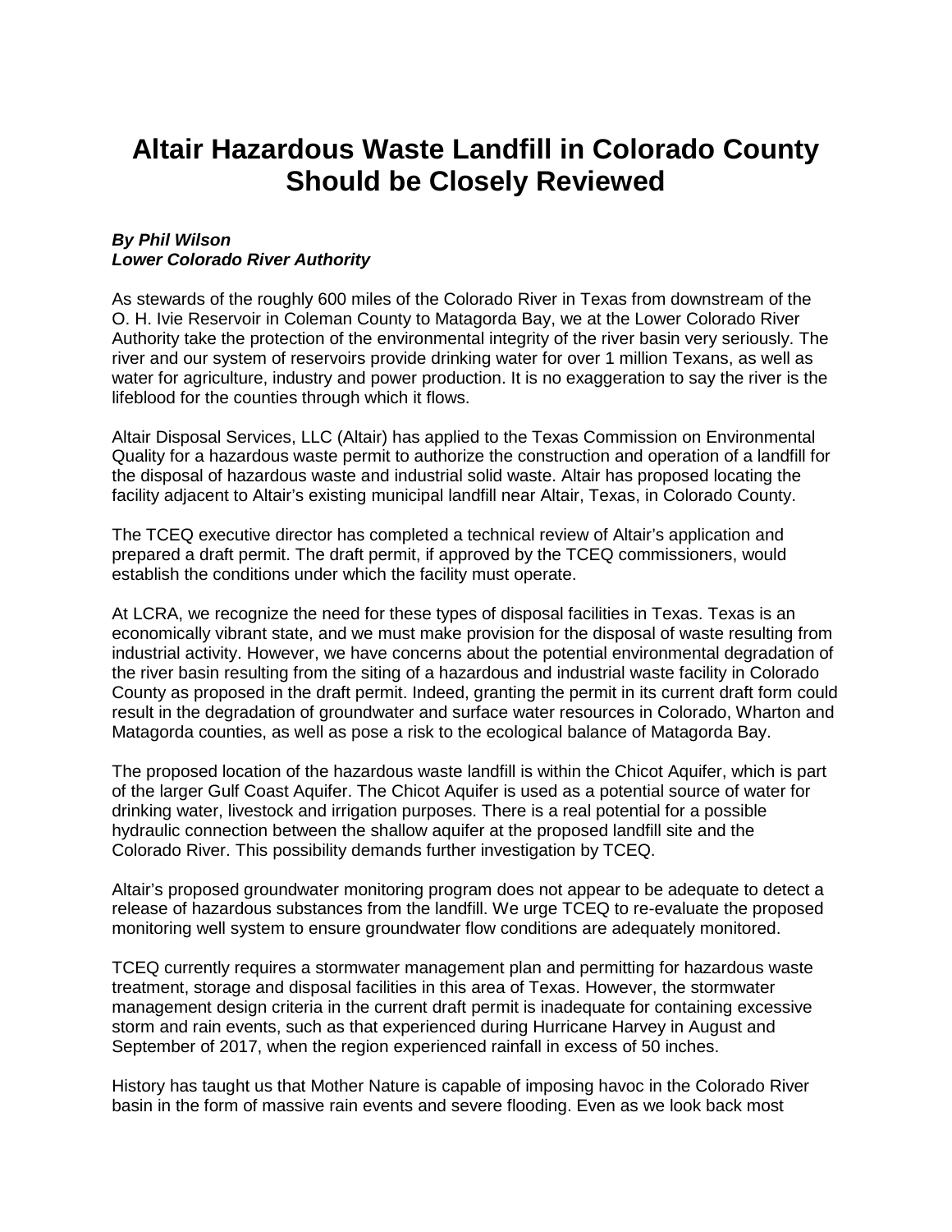# Altair Hazardous Waste Landfill in Colorado County Should be Closely Reviewed

***By Phil Wilson***
***Lower Colorado River Authority***

As stewards of the roughly 600 miles of the Colorado River in Texas from downstream of the O. H. Ivie Reservoir in Coleman County to Matagorda Bay, we at the Lower Colorado River Authority take the protection of the environmental integrity of the river basin very seriously. The river and our system of reservoirs provide drinking water for over 1 million Texans, as well as water for agriculture, industry and power production. It is no exaggeration to say the river is the lifeblood for the counties through which it flows.

Altair Disposal Services, LLC (Altair) has applied to the Texas Commission on Environmental Quality for a hazardous waste permit to authorize the construction and operation of a landfill for the disposal of hazardous waste and industrial solid waste. Altair has proposed locating the facility adjacent to Altair's existing municipal landfill near Altair, Texas, in Colorado County.

The TCEQ executive director has completed a technical review of Altair's application and prepared a draft permit. The draft permit, if approved by the TCEQ commissioners, would establish the conditions under which the facility must operate.

At LCRA, we recognize the need for these types of disposal facilities in Texas. Texas is an economically vibrant state, and we must make provision for the disposal of waste resulting from industrial activity. However, we have concerns about the potential environmental degradation of the river basin resulting from the siting of a hazardous and industrial waste facility in Colorado County as proposed in the draft permit. Indeed, granting the permit in its current draft form could result in the degradation of groundwater and surface water resources in Colorado, Wharton and Matagorda counties, as well as pose a risk to the ecological balance of Matagorda Bay.

The proposed location of the hazardous waste landfill is within the Chicot Aquifer, which is part of the larger Gulf Coast Aquifer. The Chicot Aquifer is used as a potential source of water for drinking water, livestock and irrigation purposes. There is a real potential for a possible hydraulic connection between the shallow aquifer at the proposed landfill site and the Colorado River. This possibility demands further investigation by TCEQ.

Altair's proposed groundwater monitoring program does not appear to be adequate to detect a release of hazardous substances from the landfill. We urge TCEQ to re-evaluate the proposed monitoring well system to ensure groundwater flow conditions are adequately monitored.

TCEQ currently requires a stormwater management plan and permitting for hazardous waste treatment, storage and disposal facilities in this area of Texas. However, the stormwater management design criteria in the current draft permit is inadequate for containing excessive storm and rain events, such as that experienced during Hurricane Harvey in August and September of 2017, when the region experienced rainfall in excess of 50 inches.

History has taught us that Mother Nature is capable of imposing havoc in the Colorado River basin in the form of massive rain events and severe flooding. Even as we look back most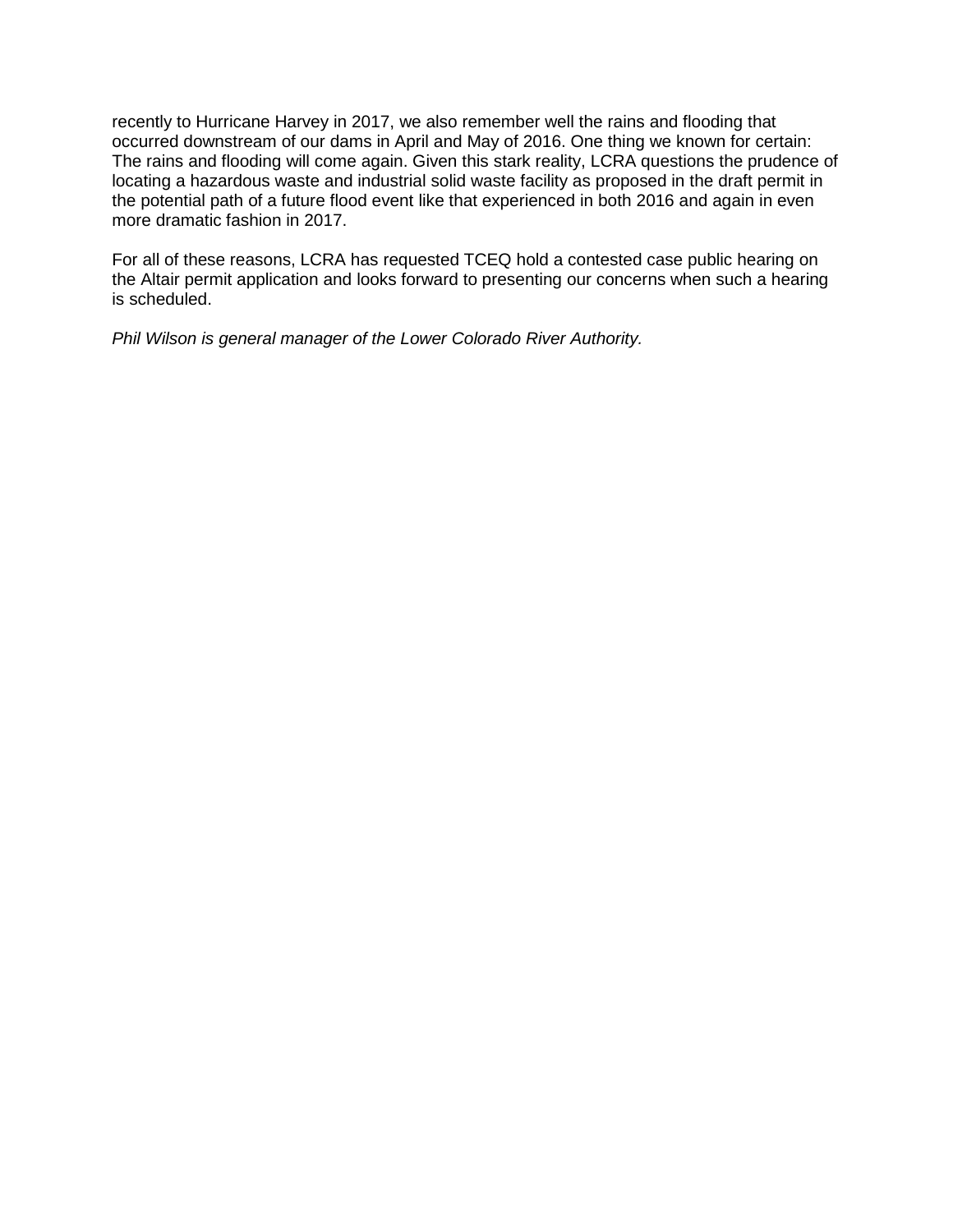recently to Hurricane Harvey in 2017, we also remember well the rains and flooding that occurred downstream of our dams in April and May of 2016. One thing we known for certain: The rains and flooding will come again. Given this stark reality, LCRA questions the prudence of locating a hazardous waste and industrial solid waste facility as proposed in the draft permit in the potential path of a future flood event like that experienced in both 2016 and again in even more dramatic fashion in 2017.

For all of these reasons, LCRA has requested TCEQ hold a contested case public hearing on the Altair permit application and looks forward to presenting our concerns when such a hearing is scheduled.

*Phil Wilson is general manager of the Lower Colorado River Authority.*